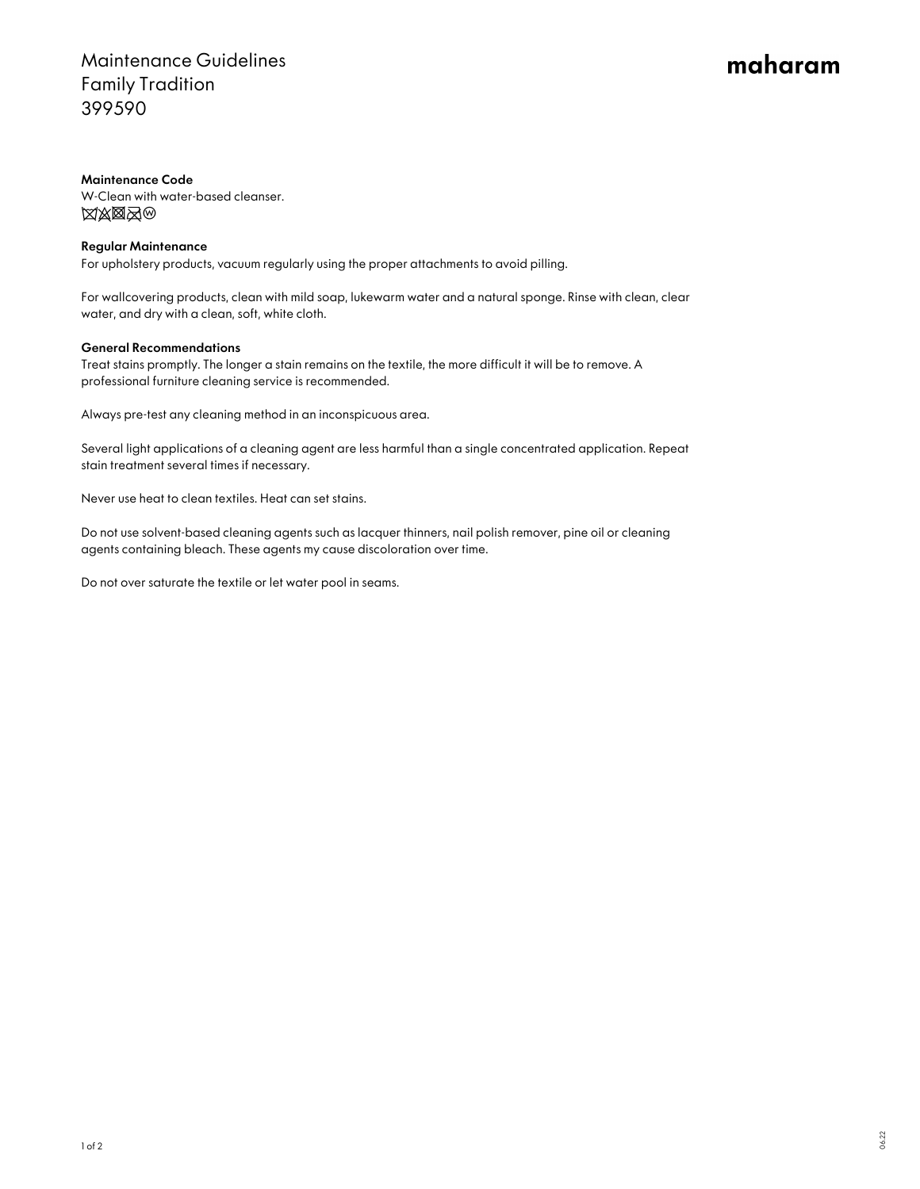# Maintenance Guidelines
# Family Tradition
# 399590

maharam

**Maintenance Code**

W-Clean with water-based cleanser.

⊠⊠⊠⊠Ⓦ

**Regular Maintenance**

For upholstery products, vacuum regularly using the proper attachments to avoid pilling.

For wallcovering products, clean with mild soap, lukewarm water and a natural sponge. Rinse with clean, clear water, and dry with a clean, soft, white cloth.

**General Recommendations**

Treat stains promptly. The longer a stain remains on the textile, the more difficult it will be to remove. A professional furniture cleaning service is recommended.

Always pre-test any cleaning method in an inconspicuous area.

Several light applications of a cleaning agent are less harmful than a single concentrated application. Repeat stain treatment several times if necessary.

Never use heat to clean textiles. Heat can set stains.

Do not use solvent-based cleaning agents such as lacquer thinners, nail polish remover, pine oil or cleaning agents containing bleach. These agents my cause discoloration over time.

Do not over saturate the textile or let water pool in seams.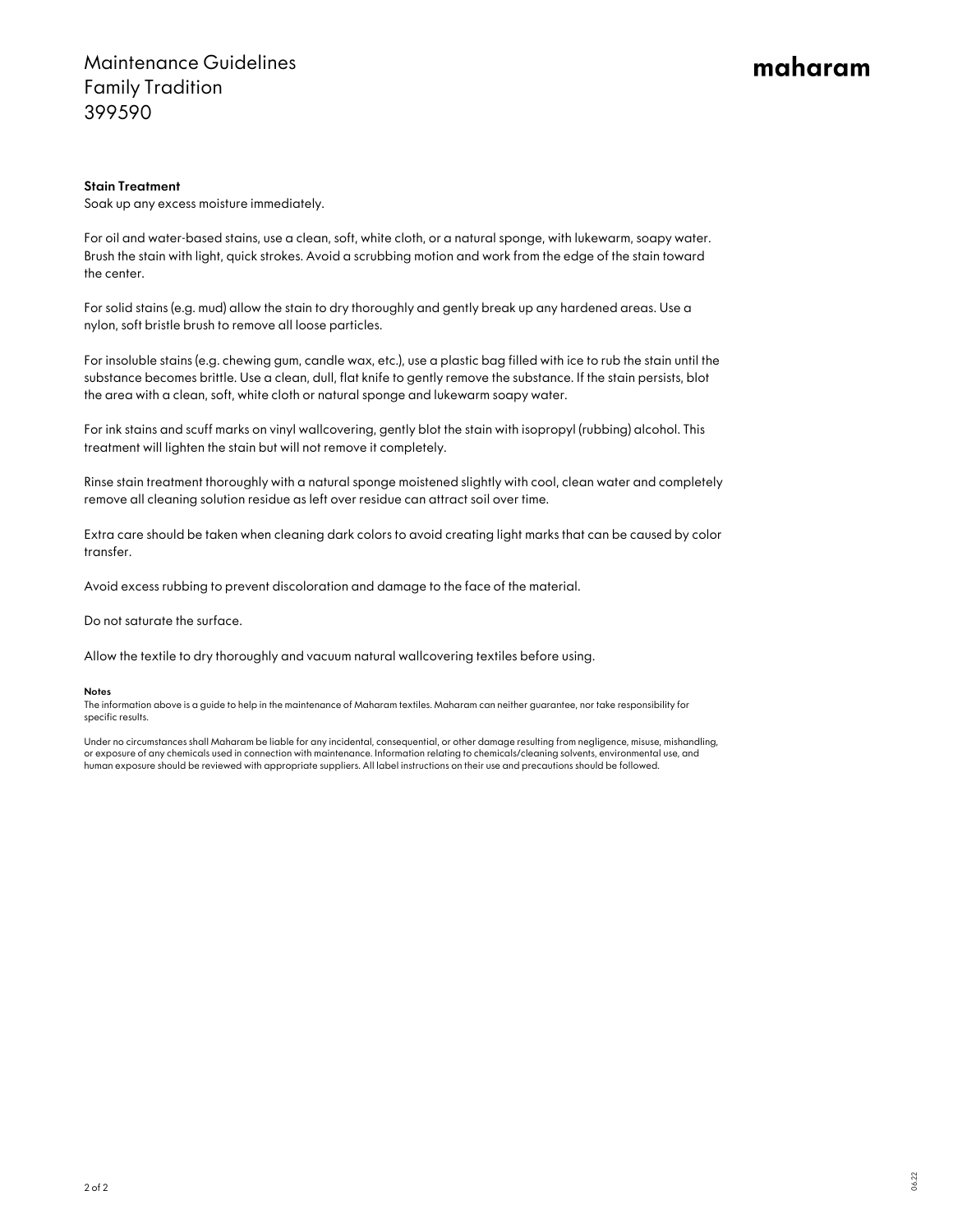# Maintenance Guidelines
# Family Tradition
# 399590

maharam

**Stain Treatment**

Soak up any excess moisture immediately.

For oil and water-based stains, use a clean, soft, white cloth, or a natural sponge, with lukewarm, soapy water. Brush the stain with light, quick strokes. Avoid a scrubbing motion and work from the edge of the stain toward the center.

For solid stains (e.g. mud) allow the stain to dry thoroughly and gently break up any hardened areas. Use a nylon, soft bristle brush to remove all loose particles.

For insoluble stains (e.g. chewing gum, candle wax, etc.), use a plastic bag filled with ice to rub the stain until the substance becomes brittle. Use a clean, dull, flat knife to gently remove the substance. If the stain persists, blot the area with a clean, soft, white cloth or natural sponge and lukewarm soapy water.

For ink stains and scuff marks on vinyl wallcovering, gently blot the stain with isopropyl (rubbing) alcohol. This treatment will lighten the stain but will not remove it completely.

Rinse stain treatment thoroughly with a natural sponge moistened slightly with cool, clean water and completely remove all cleaning solution residue as left over residue can attract soil over time.

Extra care should be taken when cleaning dark colors to avoid creating light marks that can be caused by color transfer.

Avoid excess rubbing to prevent discoloration and damage to the face of the material.

Do not saturate the surface.

Allow the textile to dry thoroughly and vacuum natural wallcovering textiles before using.

**Notes**

The information above is a guide to help in the maintenance of Maharam textiles. Maharam can neither guarantee, nor take responsibility for specific results.

Under no circumstances shall Maharam be liable for any incidental, consequential, or other damage resulting from negligence, misuse, mishandling, or exposure of any chemicals used in connection with maintenance. Information relating to chemicals/cleaning solvents, environmental use, and human exposure should be reviewed with appropriate suppliers. All label instructions on their use and precautions should be followed.

06.22